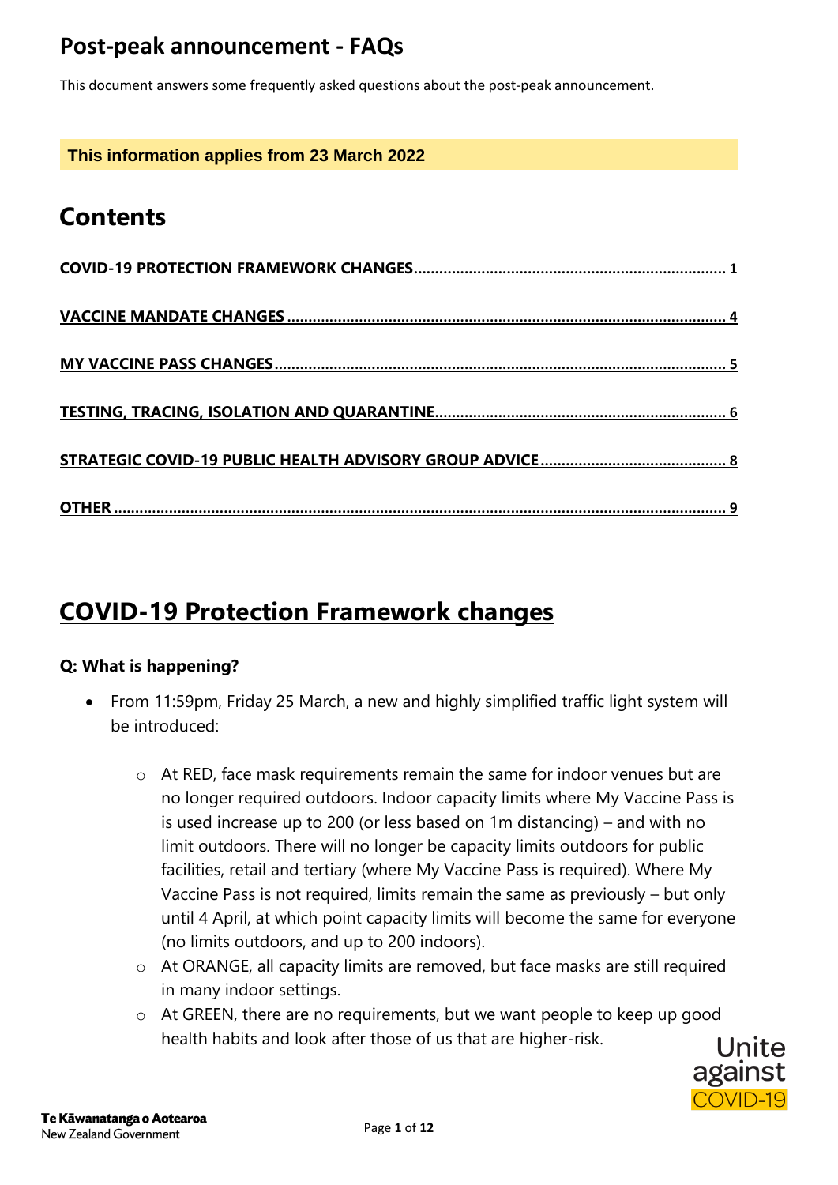# Post-peak announcement - FAQs

This document answers some frequently asked questions about the post-peak announcement.

**This information applies from 23 March 2022**

## Contents

- COVID-19 PROTECTION FRAMEWORK CHANGES ..... 1
- VACCINE MANDATE CHANGES ..... 4
- MY VACCINE PASS CHANGES ..... 5
- TESTING, TRACING, ISOLATION AND QUARANTINE ..... 6
- STRATEGIC COVID-19 PUBLIC HEALTH ADVISORY GROUP ADVICE ..... 8
- OTHER ..... 9

## COVID-19 Protection Framework changes

### Q: What is happening?

- From 11:59pm, Friday 25 March, a new and highly simplified traffic light system will be introduced:
  - At RED, face mask requirements remain the same for indoor venues but are no longer required outdoors. Indoor capacity limits where My Vaccine Pass is is used increase up to 200 (or less based on 1m distancing) – and with no limit outdoors. There will no longer be capacity limits outdoors for public facilities, retail and tertiary (where My Vaccine Pass is required). Where My Vaccine Pass is not required, limits remain the same as previously – but only until 4 April, at which point capacity limits will become the same for everyone (no limits outdoors, and up to 200 indoors).
  - At ORANGE, all capacity limits are removed, but face masks are still required in many indoor settings.
  - At GREEN, there are no requirements, but we want people to keep up good health habits and look after those of us that are higher-risk.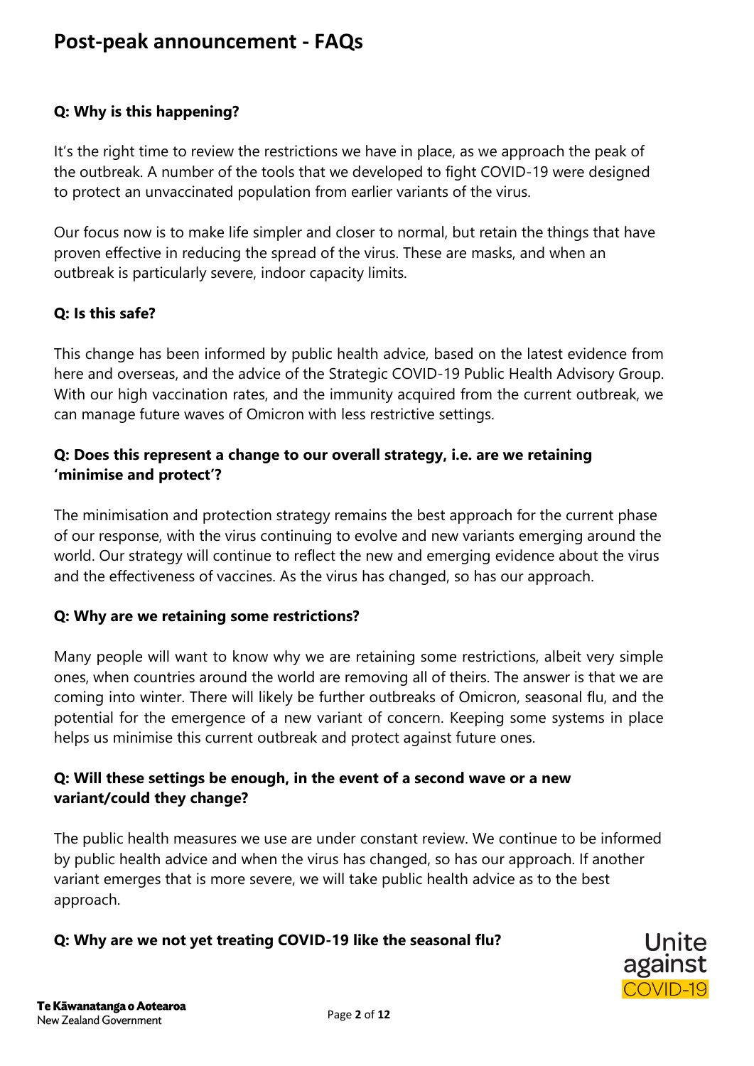# Post-peak announcement - FAQs

**Q: Why is this happening?**

It's the right time to review the restrictions we have in place, as we approach the peak of the outbreak. A number of the tools that we developed to fight COVID-19 were designed to protect an unvaccinated population from earlier variants of the virus.

Our focus now is to make life simpler and closer to normal, but retain the things that have proven effective in reducing the spread of the virus. These are masks, and when an outbreak is particularly severe, indoor capacity limits.

**Q: Is this safe?**

This change has been informed by public health advice, based on the latest evidence from here and overseas, and the advice of the Strategic COVID-19 Public Health Advisory Group. With our high vaccination rates, and the immunity acquired from the current outbreak, we can manage future waves of Omicron with less restrictive settings.

**Q: Does this represent a change to our overall strategy, i.e. are we retaining 'minimise and protect'?**

The minimisation and protection strategy remains the best approach for the current phase of our response, with the virus continuing to evolve and new variants emerging around the world. Our strategy will continue to reflect the new and emerging evidence about the virus and the effectiveness of vaccines. As the virus has changed, so has our approach.

**Q: Why are we retaining some restrictions?**

Many people will want to know why we are retaining some restrictions, albeit very simple ones, when countries around the world are removing all of theirs. The answer is that we are coming into winter. There will likely be further outbreaks of Omicron, seasonal flu, and the potential for the emergence of a new variant of concern. Keeping some systems in place helps us minimise this current outbreak and protect against future ones.

**Q: Will these settings be enough, in the event of a second wave or a new variant/could they change?**

The public health measures we use are under constant review. We continue to be informed by public health advice and when the virus has changed, so has our approach. If another variant emerges that is more severe, we will take public health advice as to the best approach.

**Q: Why are we not yet treating COVID-19 like the seasonal flu?**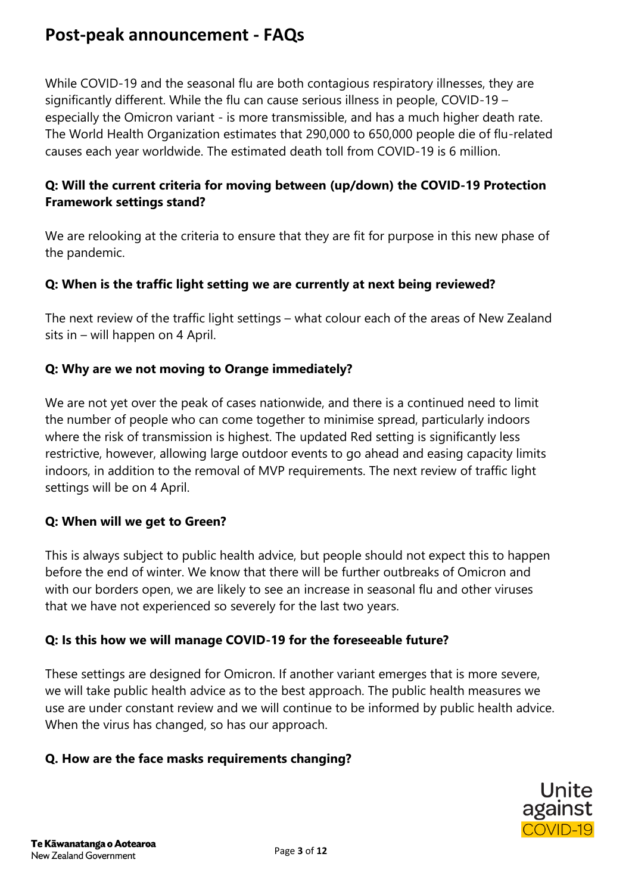While COVID-19 and the seasonal flu are both contagious respiratory illnesses, they are significantly different. While the flu can cause serious illness in people, COVID-19 – especially the Omicron variant - is more transmissible, and has a much higher death rate. The World Health Organization estimates that 290,000 to 650,000 people die of flu-related causes each year worldwide. The estimated death toll from COVID-19 is 6 million.

**Q: Will the current criteria for moving between (up/down) the COVID-19 Protection Framework settings stand?**

We are relooking at the criteria to ensure that they are fit for purpose in this new phase of the pandemic.

**Q: When is the traffic light setting we are currently at next being reviewed?**

The next review of the traffic light settings – what colour each of the areas of New Zealand sits in – will happen on 4 April.

**Q: Why are we not moving to Orange immediately?**

We are not yet over the peak of cases nationwide, and there is a continued need to limit the number of people who can come together to minimise spread, particularly indoors where the risk of transmission is highest. The updated Red setting is significantly less restrictive, however, allowing large outdoor events to go ahead and easing capacity limits indoors, in addition to the removal of MVP requirements. The next review of traffic light settings will be on 4 April.

**Q: When will we get to Green?**

This is always subject to public health advice, but people should not expect this to happen before the end of winter. We know that there will be further outbreaks of Omicron and with our borders open, we are likely to see an increase in seasonal flu and other viruses that we have not experienced so severely for the last two years.

**Q: Is this how we will manage COVID-19 for the foreseeable future?**

These settings are designed for Omicron. If another variant emerges that is more severe, we will take public health advice as to the best approach. The public health measures we use are under constant review and we will continue to be informed by public health advice. When the virus has changed, so has our approach.

**Q. How are the face masks requirements changing?**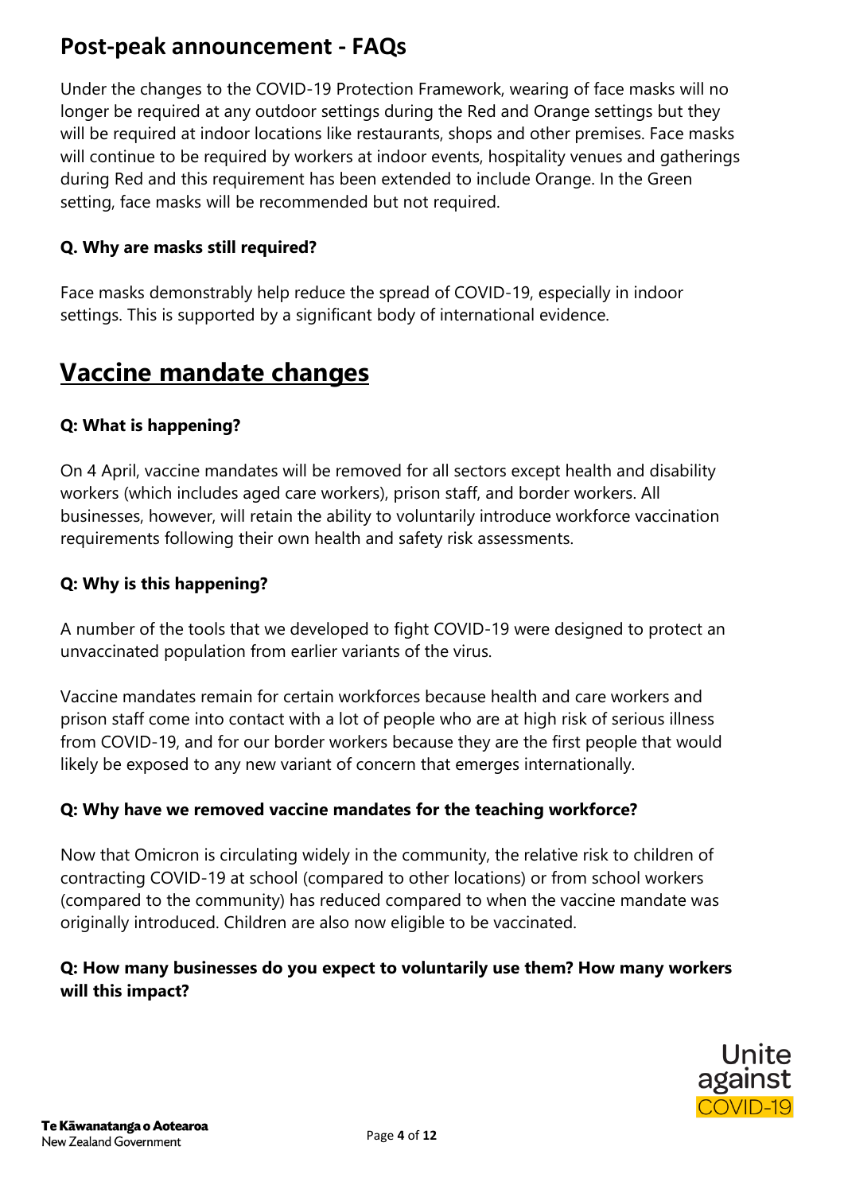## Post-peak announcement - FAQs

Under the changes to the COVID-19 Protection Framework, wearing of face masks will no longer be required at any outdoor settings during the Red and Orange settings but they will be required at indoor locations like restaurants, shops and other premises. Face masks will continue to be required by workers at indoor events, hospitality venues and gatherings during Red and this requirement has been extended to include Orange. In the Green setting, face masks will be recommended but not required.

**Q. Why are masks still required?**

Face masks demonstrably help reduce the spread of COVID-19, especially in indoor settings. This is supported by a significant body of international evidence.

# Vaccine mandate changes

**Q: What is happening?**

On 4 April, vaccine mandates will be removed for all sectors except health and disability workers (which includes aged care workers), prison staff, and border workers. All businesses, however, will retain the ability to voluntarily introduce workforce vaccination requirements following their own health and safety risk assessments.

**Q: Why is this happening?**

A number of the tools that we developed to fight COVID-19 were designed to protect an unvaccinated population from earlier variants of the virus.

Vaccine mandates remain for certain workforces because health and care workers and prison staff come into contact with a lot of people who are at high risk of serious illness from COVID-19, and for our border workers because they are the first people that would likely be exposed to any new variant of concern that emerges internationally.

**Q: Why have we removed vaccine mandates for the teaching workforce?**

Now that Omicron is circulating widely in the community, the relative risk to children of contracting COVID-19 at school (compared to other locations) or from school workers (compared to the community) has reduced compared to when the vaccine mandate was originally introduced. Children are also now eligible to be vaccinated.

**Q: How many businesses do you expect to voluntarily use them? How many workers will this impact?**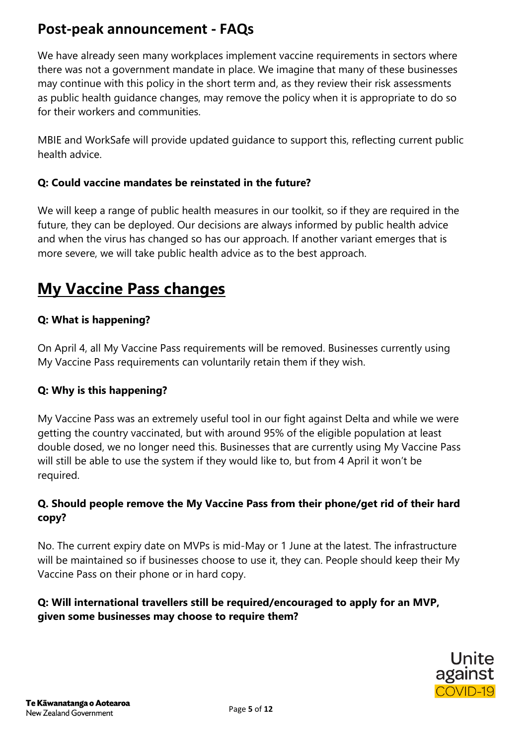## Post-peak announcement - FAQs

We have already seen many workplaces implement vaccine requirements in sectors where there was not a government mandate in place. We imagine that many of these businesses may continue with this policy in the short term and, as they review their risk assessments as public health guidance changes, may remove the policy when it is appropriate to do so for their workers and communities.

MBIE and WorkSafe will provide updated guidance to support this, reflecting current public health advice.

**Q: Could vaccine mandates be reinstated in the future?**

We will keep a range of public health measures in our toolkit, so if they are required in the future, they can be deployed. Our decisions are always informed by public health advice and when the virus has changed so has our approach. If another variant emerges that is more severe, we will take public health advice as to the best approach.

## My Vaccine Pass changes

**Q: What is happening?**

On April 4, all My Vaccine Pass requirements will be removed. Businesses currently using My Vaccine Pass requirements can voluntarily retain them if they wish.

**Q: Why is this happening?**

My Vaccine Pass was an extremely useful tool in our fight against Delta and while we were getting the country vaccinated, but with around 95% of the eligible population at least double dosed, we no longer need this. Businesses that are currently using My Vaccine Pass will still be able to use the system if they would like to, but from 4 April it won't be required.

**Q. Should people remove the My Vaccine Pass from their phone/get rid of their hard copy?**

No. The current expiry date on MVPs is mid-May or 1 June at the latest. The infrastructure will be maintained so if businesses choose to use it, they can. People should keep their My Vaccine Pass on their phone or in hard copy.

**Q: Will international travellers still be required/encouraged to apply for an MVP, given some businesses may choose to require them?**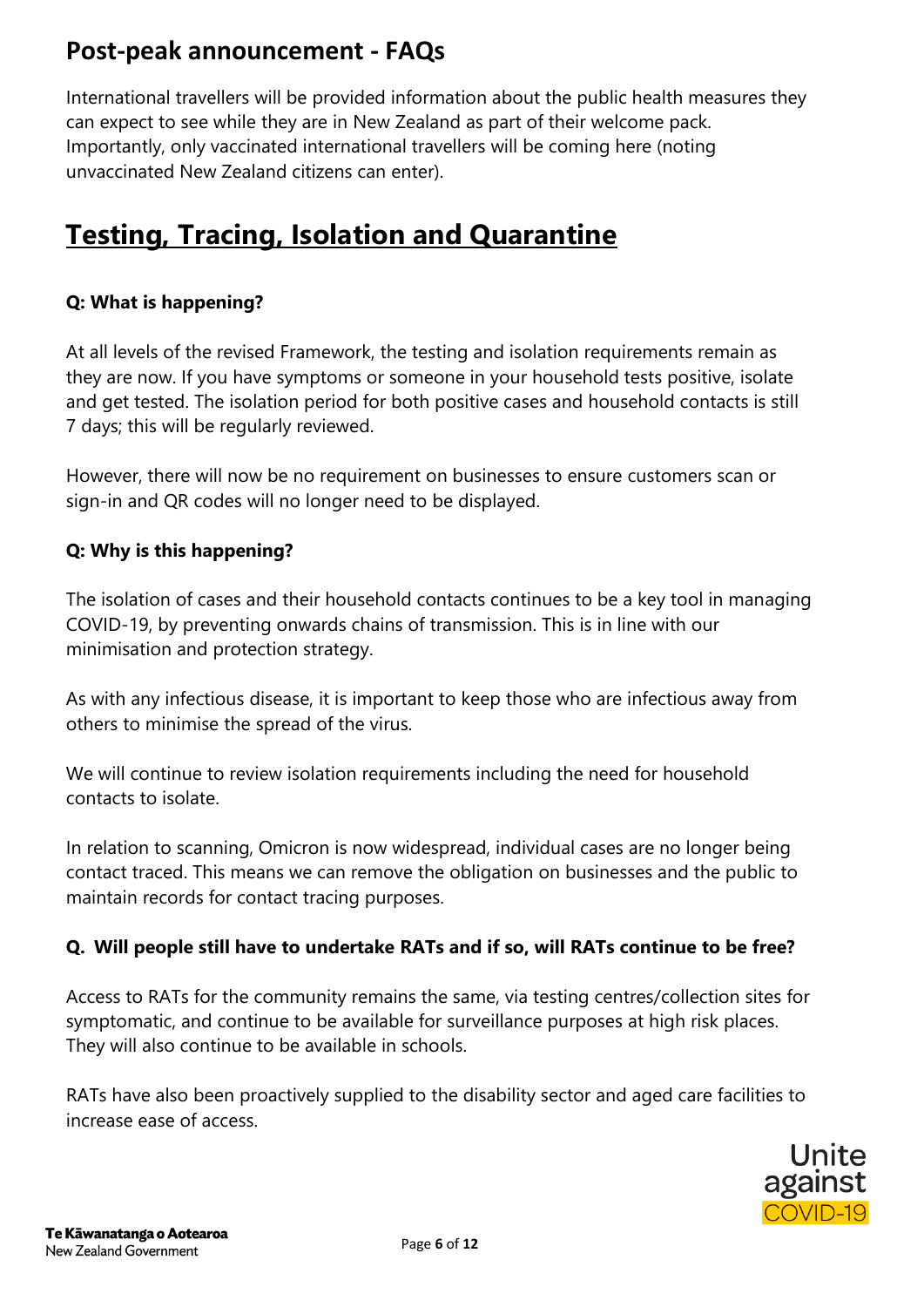## Post-peak announcement - FAQs

International travellers will be provided information about the public health measures they can expect to see while they are in New Zealand as part of their welcome pack. Importantly, only vaccinated international travellers will be coming here (noting unvaccinated New Zealand citizens can enter).

# Testing, Tracing, Isolation and Quarantine

**Q: What is happening?**

At all levels of the revised Framework, the testing and isolation requirements remain as they are now. If you have symptoms or someone in your household tests positive, isolate and get tested. The isolation period for both positive cases and household contacts is still 7 days; this will be regularly reviewed.

However, there will now be no requirement on businesses to ensure customers scan or sign-in and QR codes will no longer need to be displayed.

**Q: Why is this happening?**

The isolation of cases and their household contacts continues to be a key tool in managing COVID-19, by preventing onwards chains of transmission. This is in line with our minimisation and protection strategy.

As with any infectious disease, it is important to keep those who are infectious away from others to minimise the spread of the virus.

We will continue to review isolation requirements including the need for household contacts to isolate.

In relation to scanning, Omicron is now widespread, individual cases are no longer being contact traced. This means we can remove the obligation on businesses and the public to maintain records for contact tracing purposes.

**Q. Will people still have to undertake RATs and if so, will RATs continue to be free?**

Access to RATs for the community remains the same, via testing centres/collection sites for symptomatic, and continue to be available for surveillance purposes at high risk places. They will also continue to be available in schools.

RATs have also been proactively supplied to the disability sector and aged care facilities to increase ease of access.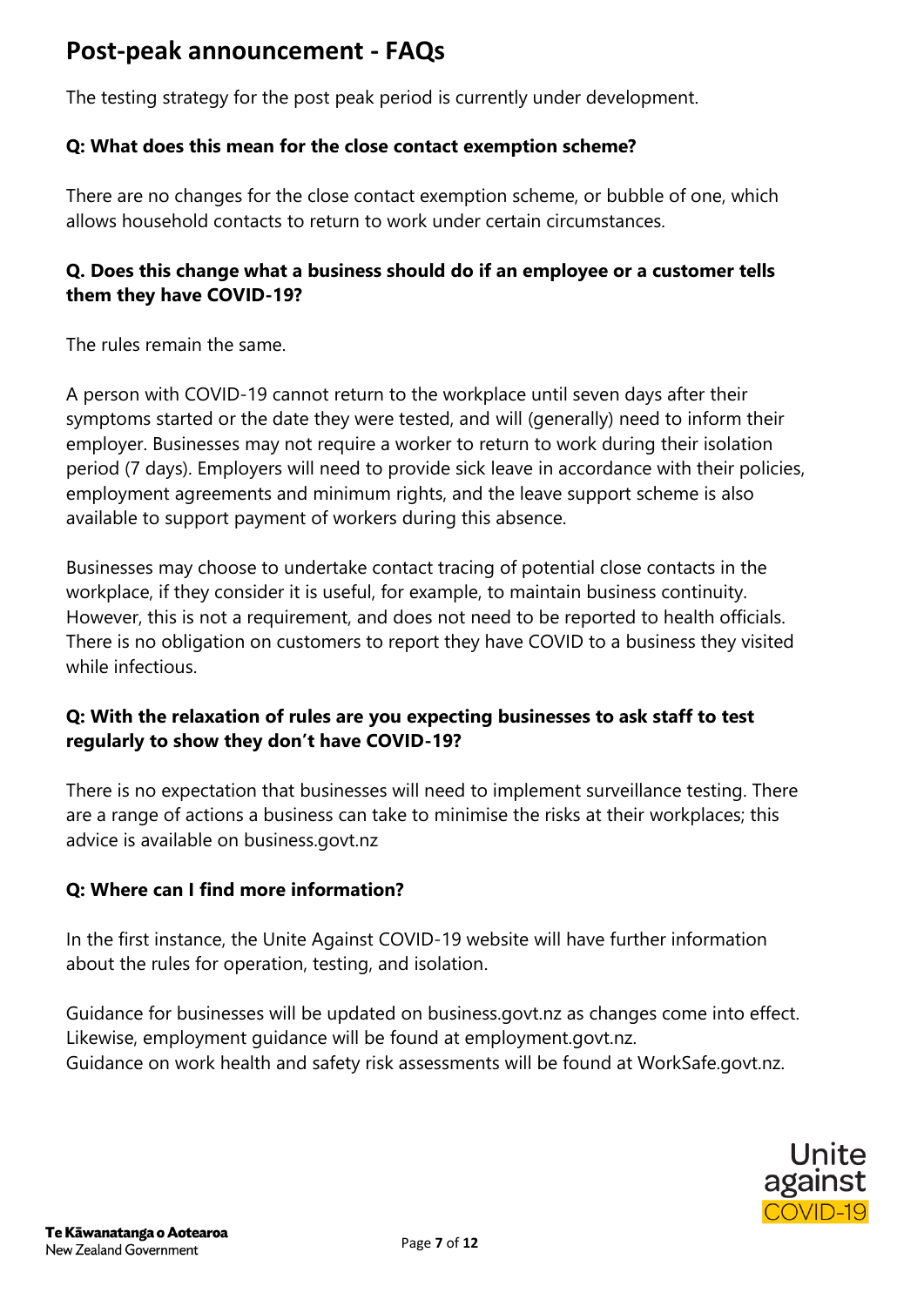# Post-peak announcement - FAQs

The testing strategy for the post peak period is currently under development.

**Q: What does this mean for the close contact exemption scheme?**

There are no changes for the close contact exemption scheme, or bubble of one, which allows household contacts to return to work under certain circumstances.

**Q. Does this change what a business should do if an employee or a customer tells them they have COVID-19?**

The rules remain the same.

A person with COVID-19 cannot return to the workplace until seven days after their symptoms started or the date they were tested, and will (generally) need to inform their employer. Businesses may not require a worker to return to work during their isolation period (7 days). Employers will need to provide sick leave in accordance with their policies, employment agreements and minimum rights, and the leave support scheme is also available to support payment of workers during this absence.

Businesses may choose to undertake contact tracing of potential close contacts in the workplace, if they consider it is useful, for example, to maintain business continuity. However, this is not a requirement, and does not need to be reported to health officials. There is no obligation on customers to report they have COVID to a business they visited while infectious.

**Q: With the relaxation of rules are you expecting businesses to ask staff to test regularly to show they don't have COVID-19?**

There is no expectation that businesses will need to implement surveillance testing. There are a range of actions a business can take to minimise the risks at their workplaces; this advice is available on business.govt.nz

**Q: Where can I find more information?**

In the first instance, the Unite Against COVID-19 website will have further information about the rules for operation, testing, and isolation.

Guidance for businesses will be updated on business.govt.nz as changes come into effect.
Likewise, employment guidance will be found at employment.govt.nz.
Guidance on work health and safety risk assessments will be found at WorkSafe.govt.nz.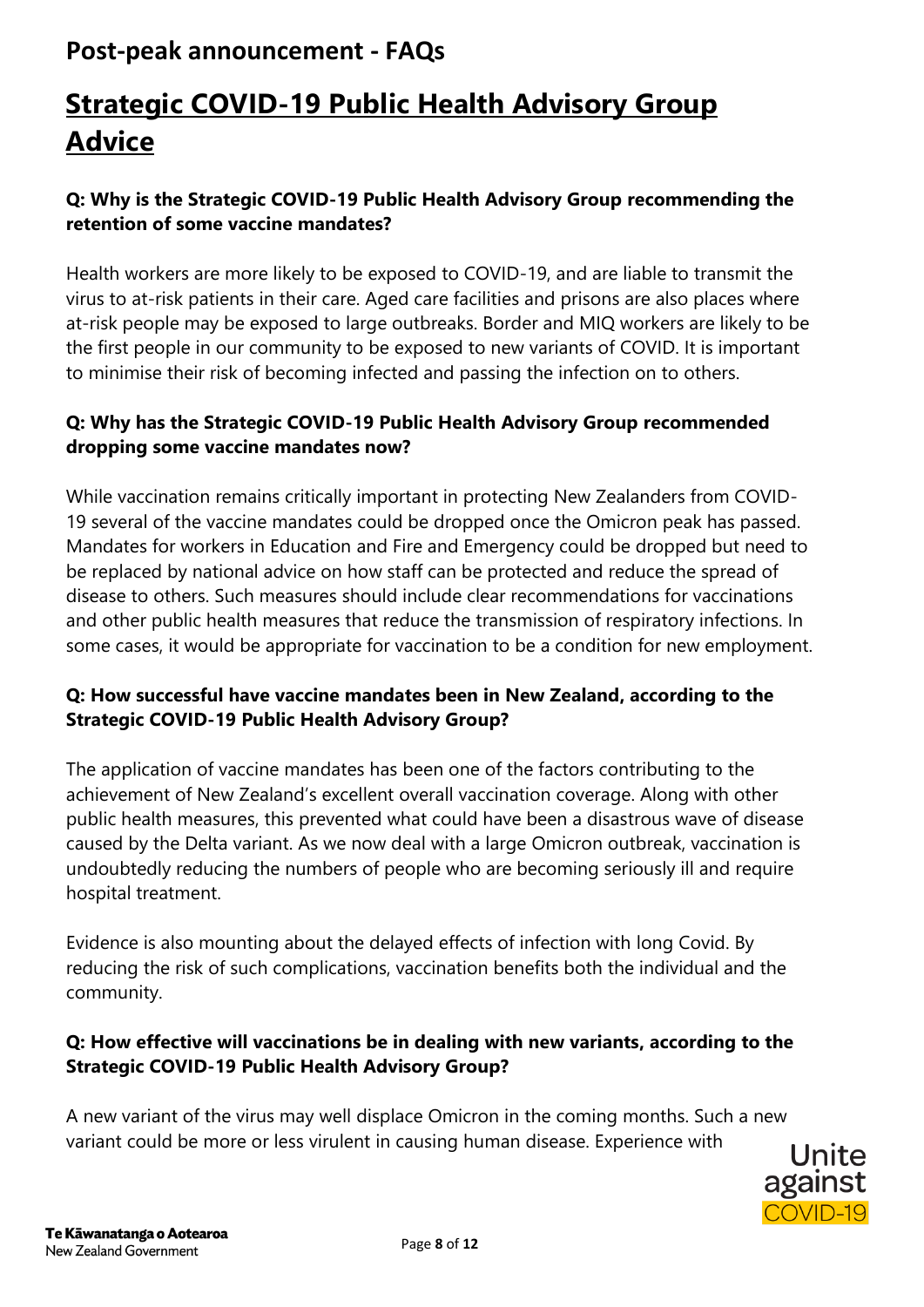## Post-peak announcement - FAQs

# Strategic COVID-19 Public Health Advisory Group Advice

**Q: Why is the Strategic COVID-19 Public Health Advisory Group recommending the retention of some vaccine mandates?**

Health workers are more likely to be exposed to COVID-19, and are liable to transmit the virus to at-risk patients in their care. Aged care facilities and prisons are also places where at-risk people may be exposed to large outbreaks. Border and MIQ workers are likely to be the first people in our community to be exposed to new variants of COVID. It is important to minimise their risk of becoming infected and passing the infection on to others.

**Q: Why has the Strategic COVID-19 Public Health Advisory Group recommended dropping some vaccine mandates now?**

While vaccination remains critically important in protecting New Zealanders from COVID-19 several of the vaccine mandates could be dropped once the Omicron peak has passed. Mandates for workers in Education and Fire and Emergency could be dropped but need to be replaced by national advice on how staff can be protected and reduce the spread of disease to others. Such measures should include clear recommendations for vaccinations and other public health measures that reduce the transmission of respiratory infections. In some cases, it would be appropriate for vaccination to be a condition for new employment.

**Q: How successful have vaccine mandates been in New Zealand, according to the Strategic COVID-19 Public Health Advisory Group?**

The application of vaccine mandates has been one of the factors contributing to the achievement of New Zealand's excellent overall vaccination coverage. Along with other public health measures, this prevented what could have been a disastrous wave of disease caused by the Delta variant. As we now deal with a large Omicron outbreak, vaccination is undoubtedly reducing the numbers of people who are becoming seriously ill and require hospital treatment.

Evidence is also mounting about the delayed effects of infection with long Covid. By reducing the risk of such complications, vaccination benefits both the individual and the community.

**Q: How effective will vaccinations be in dealing with new variants, according to the Strategic COVID-19 Public Health Advisory Group?**

A new variant of the virus may well displace Omicron in the coming months. Such a new variant could be more or less virulent in causing human disease. Experience with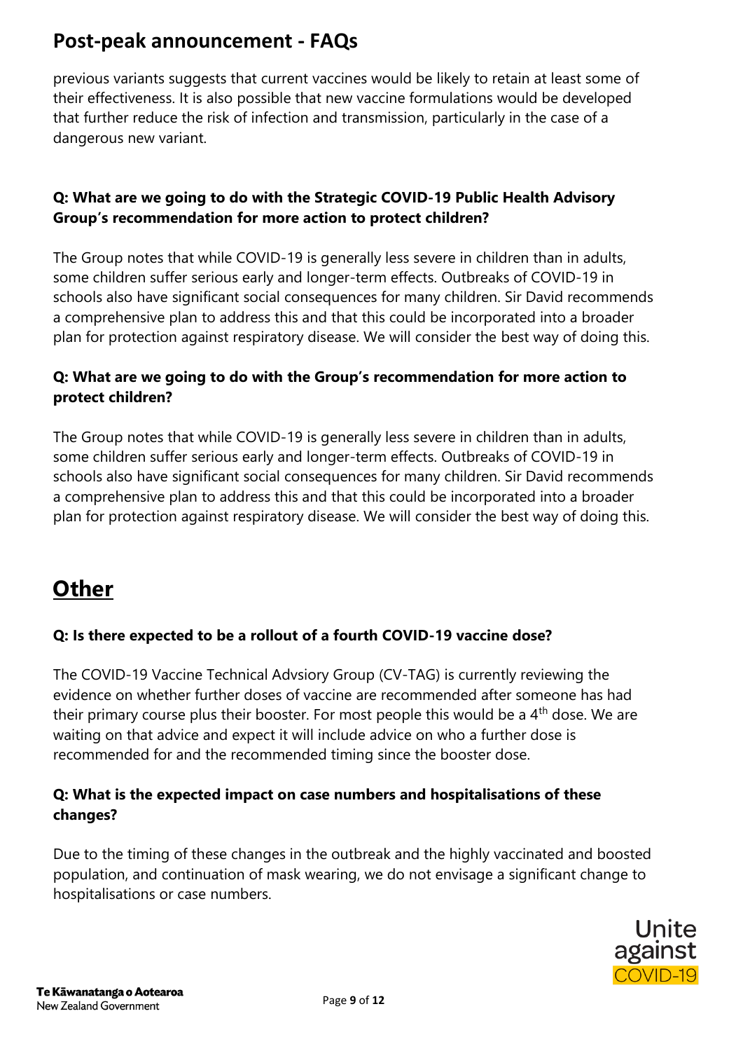previous variants suggests that current vaccines would be likely to retain at least some of their effectiveness. It is also possible that new vaccine formulations would be developed that further reduce the risk of infection and transmission, particularly in the case of a dangerous new variant.

**Q: What are we going to do with the Strategic COVID-19 Public Health Advisory Group's recommendation for more action to protect children?**

The Group notes that while COVID-19 is generally less severe in children than in adults, some children suffer serious early and longer-term effects. Outbreaks of COVID-19 in schools also have significant social consequences for many children. Sir David recommends a comprehensive plan to address this and that this could be incorporated into a broader plan for protection against respiratory disease. We will consider the best way of doing this.

**Q: What are we going to do with the Group's recommendation for more action to protect children?**

The Group notes that while COVID-19 is generally less severe in children than in adults, some children suffer serious early and longer-term effects. Outbreaks of COVID-19 in schools also have significant social consequences for many children. Sir David recommends a comprehensive plan to address this and that this could be incorporated into a broader plan for protection against respiratory disease. We will consider the best way of doing this.

## Other

**Q: Is there expected to be a rollout of a fourth COVID-19 vaccine dose?**

The COVID-19 Vaccine Technical Advsiory Group (CV-TAG) is currently reviewing the evidence on whether further doses of vaccine are recommended after someone has had their primary course plus their booster. For most people this would be a 4th dose. We are waiting on that advice and expect it will include advice on who a further dose is recommended for and the recommended timing since the booster dose.

**Q: What is the expected impact on case numbers and hospitalisations of these changes?**

Due to the timing of these changes in the outbreak and the highly vaccinated and boosted population, and continuation of mask wearing, we do not envisage a significant change to hospitalisations or case numbers.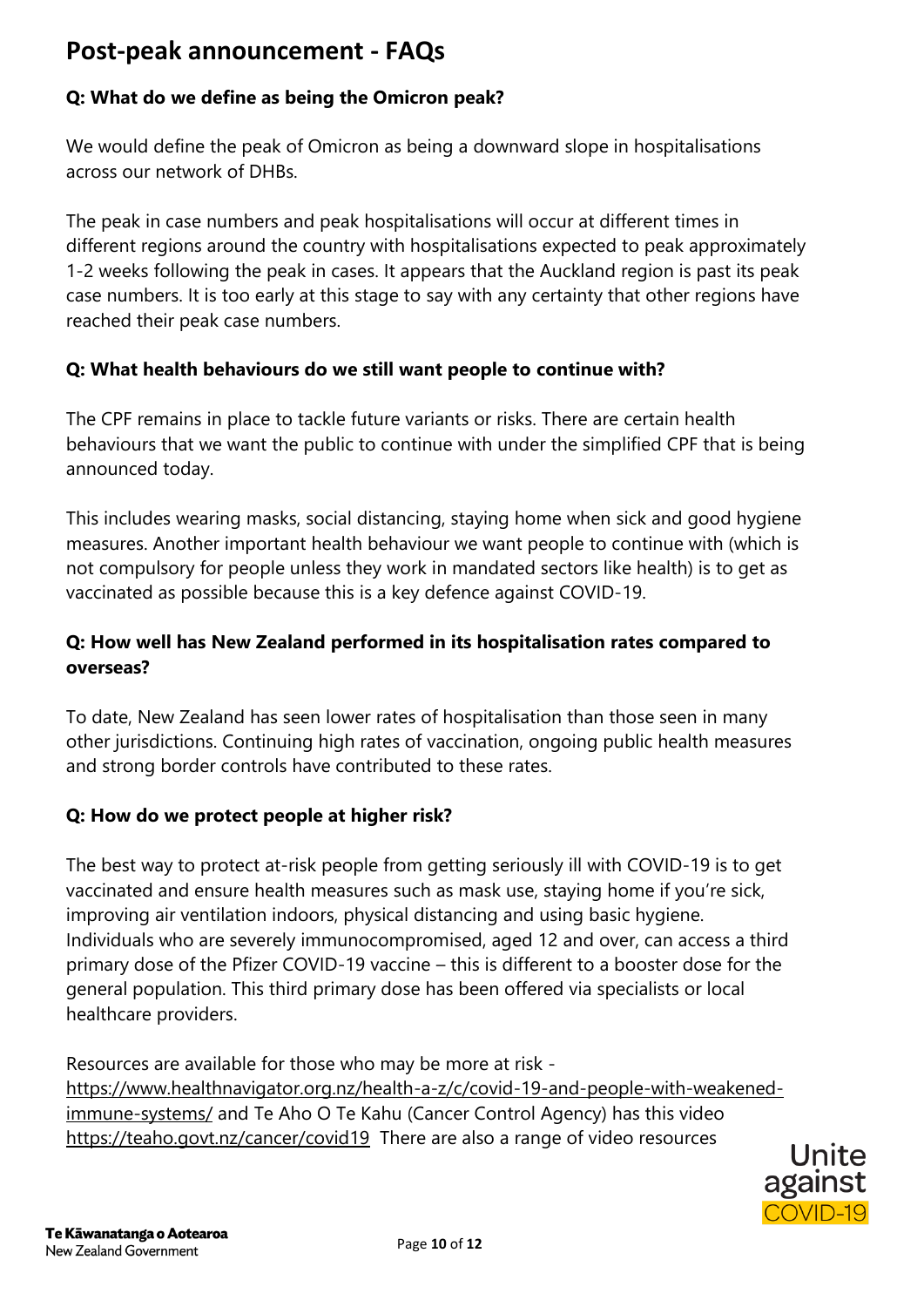# Post-peak announcement - FAQs

**Q: What do we define as being the Omicron peak?**

We would define the peak of Omicron as being a downward slope in hospitalisations across our network of DHBs.

The peak in case numbers and peak hospitalisations will occur at different times in different regions around the country with hospitalisations expected to peak approximately 1-2 weeks following the peak in cases. It appears that the Auckland region is past its peak case numbers. It is too early at this stage to say with any certainty that other regions have reached their peak case numbers.

**Q: What health behaviours do we still want people to continue with?**

The CPF remains in place to tackle future variants or risks. There are certain health behaviours that we want the public to continue with under the simplified CPF that is being announced today.

This includes wearing masks, social distancing, staying home when sick and good hygiene measures. Another important health behaviour we want people to continue with (which is not compulsory for people unless they work in mandated sectors like health) is to get as vaccinated as possible because this is a key defence against COVID-19.

**Q: How well has New Zealand performed in its hospitalisation rates compared to overseas?**

To date, New Zealand has seen lower rates of hospitalisation than those seen in many other jurisdictions. Continuing high rates of vaccination, ongoing public health measures and strong border controls have contributed to these rates.

**Q: How do we protect people at higher risk?**

The best way to protect at-risk people from getting seriously ill with COVID-19 is to get vaccinated and ensure health measures such as mask use, staying home if you're sick, improving air ventilation indoors, physical distancing and using basic hygiene. Individuals who are severely immunocompromised, aged 12 and over, can access a third primary dose of the Pfizer COVID-19 vaccine – this is different to a booster dose for the general population. This third primary dose has been offered via specialists or local healthcare providers.

Resources are available for those who may be more at risk - https://www.healthnavigator.org.nz/health-a-z/c/covid-19-and-people-with-weakened-immune-systems/ and Te Aho O Te Kahu (Cancer Control Agency) has this video https://teaho.govt.nz/cancer/covid19 There are also a range of video resources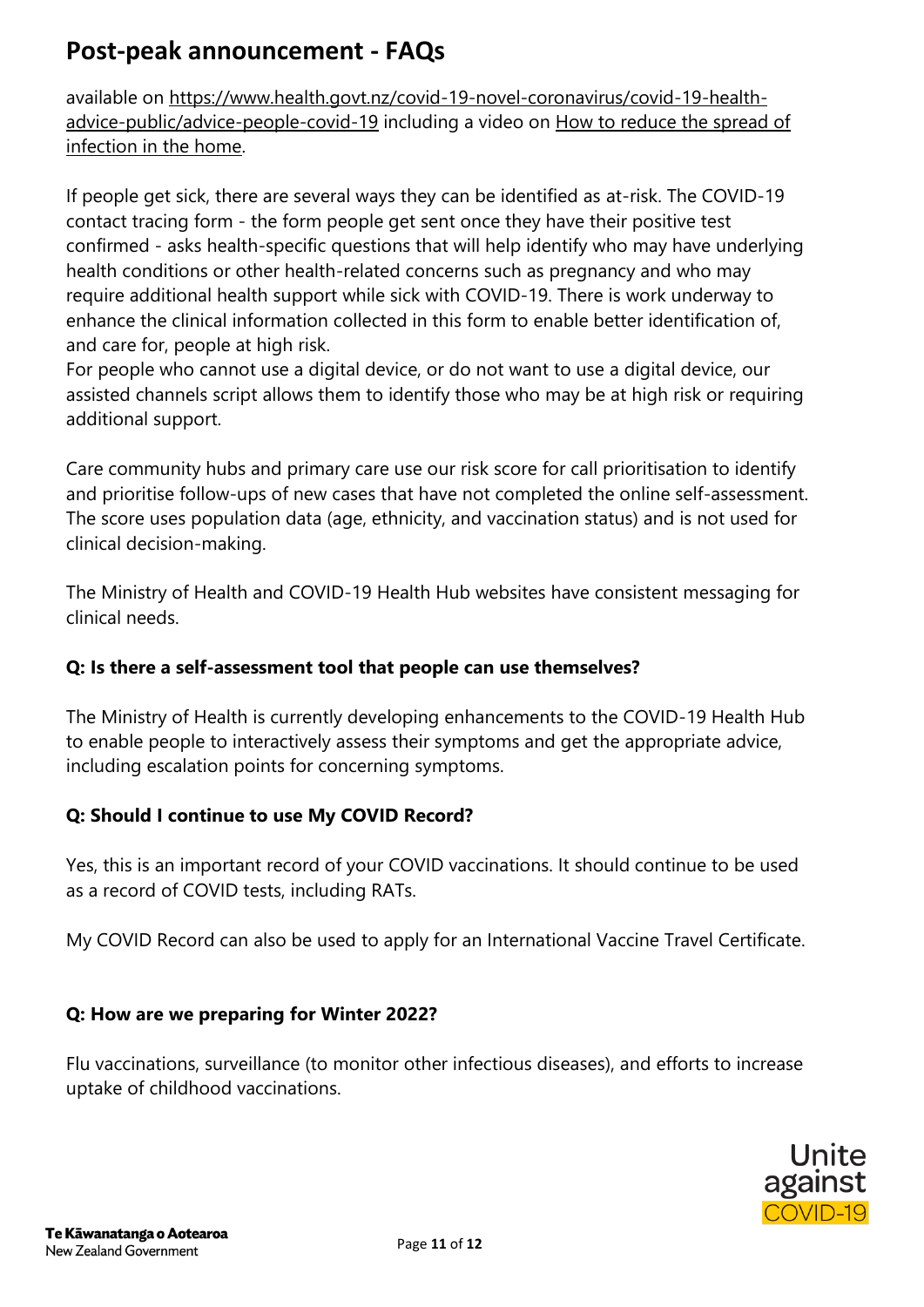available on [https://www.health.govt.nz/covid-19-novel-coronavirus/covid-19-health-advice-public/advice-people-covid-19](https://www.health.govt.nz/covid-19-novel-coronavirus/covid-19-health-advice-public/advice-people-covid-19) including a video on How to reduce the spread of infection in the home.

If people get sick, there are several ways they can be identified as at-risk. The COVID-19 contact tracing form - the form people get sent once they have their positive test confirmed - asks health-specific questions that will help identify who may have underlying health conditions or other health-related concerns such as pregnancy and who may require additional health support while sick with COVID-19. There is work underway to enhance the clinical information collected in this form to enable better identification of, and care for, people at high risk.

For people who cannot use a digital device, or do not want to use a digital device, our assisted channels script allows them to identify those who may be at high risk or requiring additional support.

Care community hubs and primary care use our risk score for call prioritisation to identify and prioritise follow-ups of new cases that have not completed the online self-assessment. The score uses population data (age, ethnicity, and vaccination status) and is not used for clinical decision-making.

The Ministry of Health and COVID-19 Health Hub websites have consistent messaging for clinical needs.

**Q: Is there a self-assessment tool that people can use themselves?**

The Ministry of Health is currently developing enhancements to the COVID-19 Health Hub to enable people to interactively assess their symptoms and get the appropriate advice, including escalation points for concerning symptoms.

**Q: Should I continue to use My COVID Record?**

Yes, this is an important record of your COVID vaccinations. It should continue to be used as a record of COVID tests, including RATs.

My COVID Record can also be used to apply for an International Vaccine Travel Certificate.

**Q: How are we preparing for Winter 2022?**

Flu vaccinations, surveillance (to monitor other infectious diseases), and efforts to increase uptake of childhood vaccinations.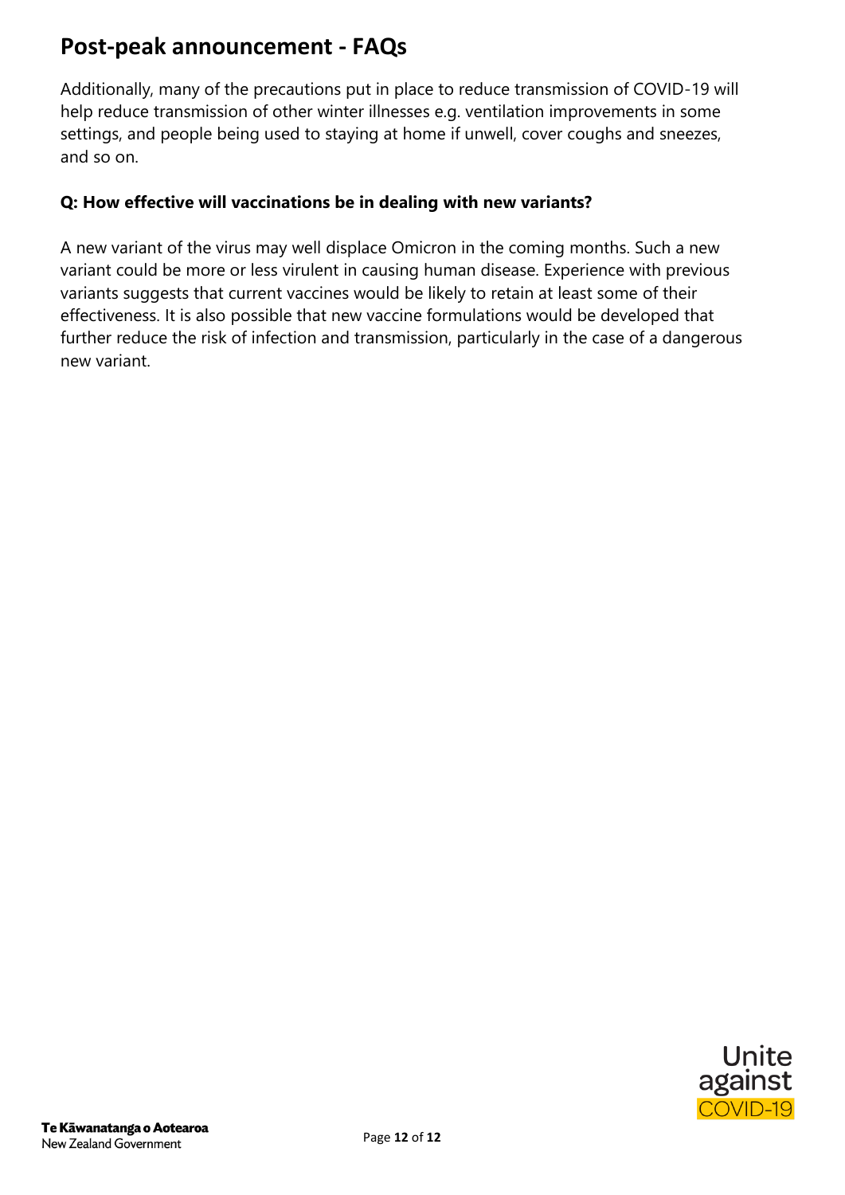# Post-peak announcement - FAQs

Additionally, many of the precautions put in place to reduce transmission of COVID-19 will help reduce transmission of other winter illnesses e.g. ventilation improvements in some settings, and people being used to staying at home if unwell, cover coughs and sneezes, and so on.

**Q: How effective will vaccinations be in dealing with new variants?**

A new variant of the virus may well displace Omicron in the coming months. Such a new variant could be more or less virulent in causing human disease. Experience with previous variants suggests that current vaccines would be likely to retain at least some of their effectiveness. It is also possible that new vaccine formulations would be developed that further reduce the risk of infection and transmission, particularly in the case of a dangerous new variant.